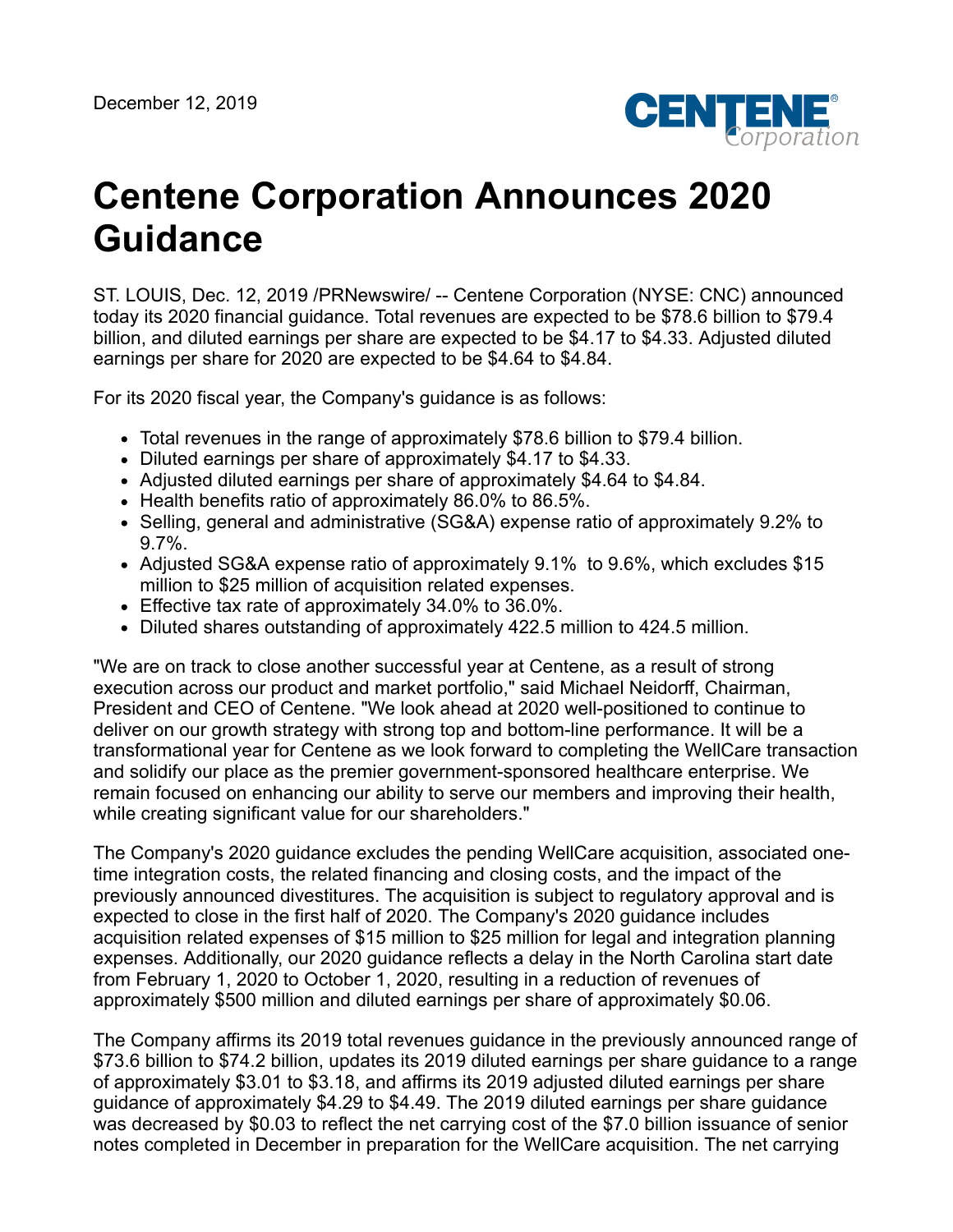December 12, 2019

# Centene Corporation Announces 2020 Guidance

ST. LOUIS, Dec. 12, 2019 /PRNewswire/ -- Centene Corporation (NYSE: CNC) announced today its 2020 financial guidance. Total revenues are expected to be $78.6 billion to $79.4 billion, and diluted earnings per share are expected to be $4.17 to $4.33. Adjusted diluted earnings per share for 2020 are expected to be $4.64 to $4.84.

For its 2020 fiscal year, the Company's guidance is as follows:

- Total revenues in the range of approximately $78.6 billion to $79.4 billion.
- Diluted earnings per share of approximately $4.17 to $4.33.
- Adjusted diluted earnings per share of approximately $4.64 to $4.84.
- Health benefits ratio of approximately 86.0% to 86.5%.
- Selling, general and administrative (SG&A) expense ratio of approximately 9.2% to 9.7%.
- Adjusted SG&A expense ratio of approximately 9.1% to 9.6%, which excludes $15 million to $25 million of acquisition related expenses.
- Effective tax rate of approximately 34.0% to 36.0%.
- Diluted shares outstanding of approximately 422.5 million to 424.5 million.

"We are on track to close another successful year at Centene, as a result of strong execution across our product and market portfolio," said Michael Neidorff, Chairman, President and CEO of Centene. "We look ahead at 2020 well-positioned to continue to deliver on our growth strategy with strong top and bottom-line performance. It will be a transformational year for Centene as we look forward to completing the WellCare transaction and solidify our place as the premier government-sponsored healthcare enterprise. We remain focused on enhancing our ability to serve our members and improving their health, while creating significant value for our shareholders."

The Company's 2020 guidance excludes the pending WellCare acquisition, associated one-time integration costs, the related financing and closing costs, and the impact of the previously announced divestitures. The acquisition is subject to regulatory approval and is expected to close in the first half of 2020. The Company's 2020 guidance includes acquisition related expenses of $15 million to $25 million for legal and integration planning expenses. Additionally, our 2020 guidance reflects a delay in the North Carolina start date from February 1, 2020 to October 1, 2020, resulting in a reduction of revenues of approximately $500 million and diluted earnings per share of approximately $0.06.

The Company affirms its 2019 total revenues guidance in the previously announced range of $73.6 billion to $74.2 billion, updates its 2019 diluted earnings per share guidance to a range of approximately $3.01 to $3.18, and affirms its 2019 adjusted diluted earnings per share guidance of approximately $4.29 to $4.49. The 2019 diluted earnings per share guidance was decreased by $0.03 to reflect the net carrying cost of the $7.0 billion issuance of senior notes completed in December in preparation for the WellCare acquisition. The net carrying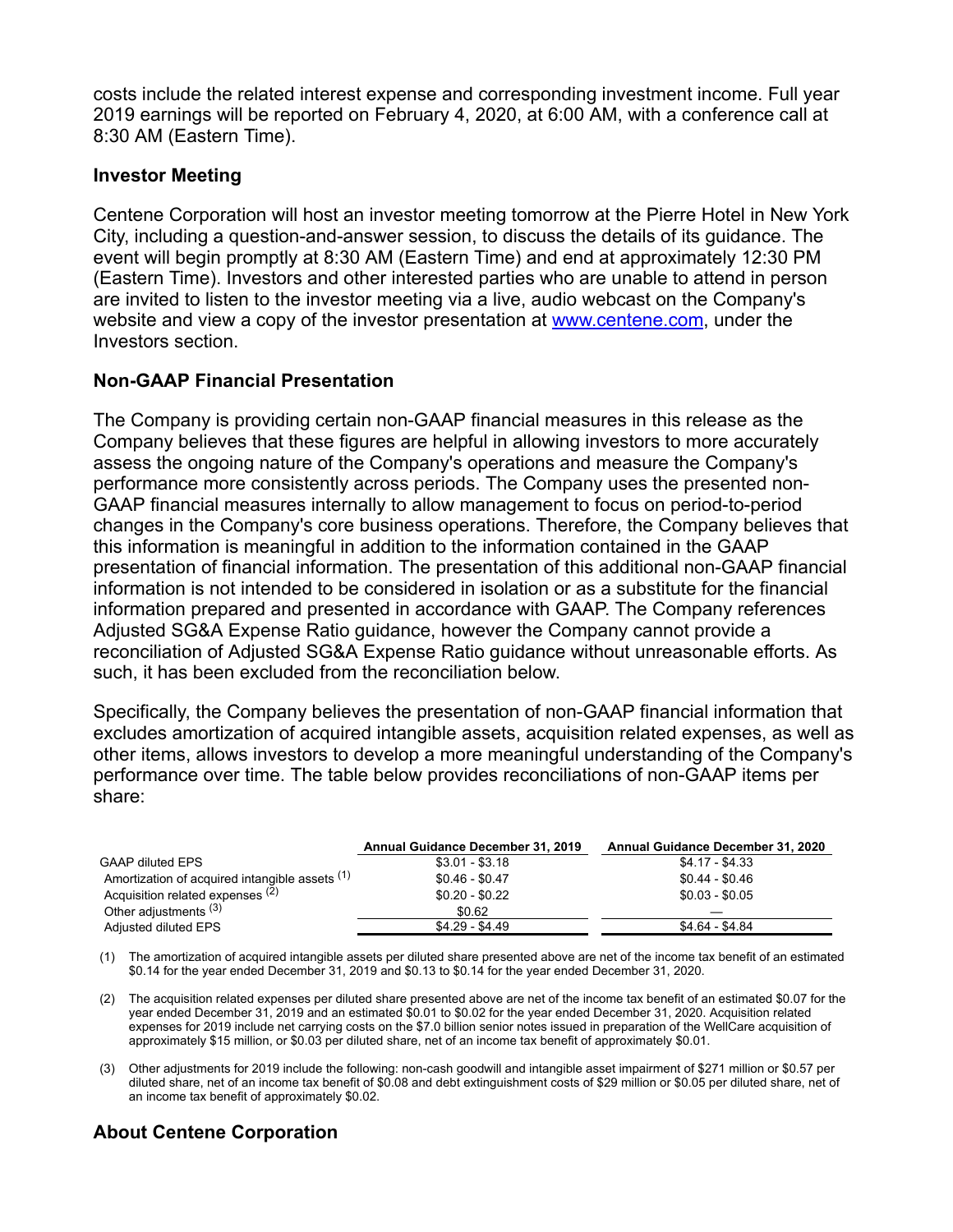costs include the related interest expense and corresponding investment income. Full year 2019 earnings will be reported on February 4, 2020, at 6:00 AM, with a conference call at 8:30 AM (Eastern Time).

## Investor Meeting

Centene Corporation will host an investor meeting tomorrow at the Pierre Hotel in New York City, including a question-and-answer session, to discuss the details of its guidance. The event will begin promptly at 8:30 AM (Eastern Time) and end at approximately 12:30 PM (Eastern Time). Investors and other interested parties who are unable to attend in person are invited to listen to the investor meeting via a live, audio webcast on the Company's website and view a copy of the investor presentation at www.centene.com, under the Investors section.

## Non-GAAP Financial Presentation

The Company is providing certain non-GAAP financial measures in this release as the Company believes that these figures are helpful in allowing investors to more accurately assess the ongoing nature of the Company's operations and measure the Company's performance more consistently across periods. The Company uses the presented non-GAAP financial measures internally to allow management to focus on period-to-period changes in the Company's core business operations. Therefore, the Company believes that this information is meaningful in addition to the information contained in the GAAP presentation of financial information. The presentation of this additional non-GAAP financial information is not intended to be considered in isolation or as a substitute for the financial information prepared and presented in accordance with GAAP. The Company references Adjusted SG&A Expense Ratio guidance, however the Company cannot provide a reconciliation of Adjusted SG&A Expense Ratio guidance without unreasonable efforts. As such, it has been excluded from the reconciliation below.

Specifically, the Company believes the presentation of non-GAAP financial information that excludes amortization of acquired intangible assets, acquisition related expenses, as well as other items, allows investors to develop a more meaningful understanding of the Company's performance over time. The table below provides reconciliations of non-GAAP items per share:

| | Annual Guidance December 31, 2019 | Annual Guidance December 31, 2020 |
|---|---|---|
| GAAP diluted EPS | $3.01 - $3.18 | $4.17 - $4.33 |
| Amortization of acquired intangible assets (1) | $0.46 - $0.47 | $0.44 - $0.46 |
| Acquisition related expenses (2) | $0.20 - $0.22 | $0.03 - $0.05 |
| Other adjustments (3) | $0.62 | — |
| Adjusted diluted EPS | $4.29 - $4.49 | $4.64 - $4.84 |

(1) The amortization of acquired intangible assets per diluted share presented above are net of the income tax benefit of an estimated $0.14 for the year ended December 31, 2019 and $0.13 to $0.14 for the year ended December 31, 2020.

(2) The acquisition related expenses per diluted share presented above are net of the income tax benefit of an estimated $0.07 for the year ended December 31, 2019 and an estimated $0.01 to $0.02 for the year ended December 31, 2020. Acquisition related expenses for 2019 include net carrying costs on the $7.0 billion senior notes issued in preparation of the WellCare acquisition of approximately $15 million, or $0.03 per diluted share, net of an income tax benefit of approximately $0.01.

(3) Other adjustments for 2019 include the following: non-cash goodwill and intangible asset impairment of $271 million or $0.57 per diluted share, net of an income tax benefit of $0.08 and debt extinguishment costs of $29 million or $0.05 per diluted share, net of an income tax benefit of approximately $0.02.

## About Centene Corporation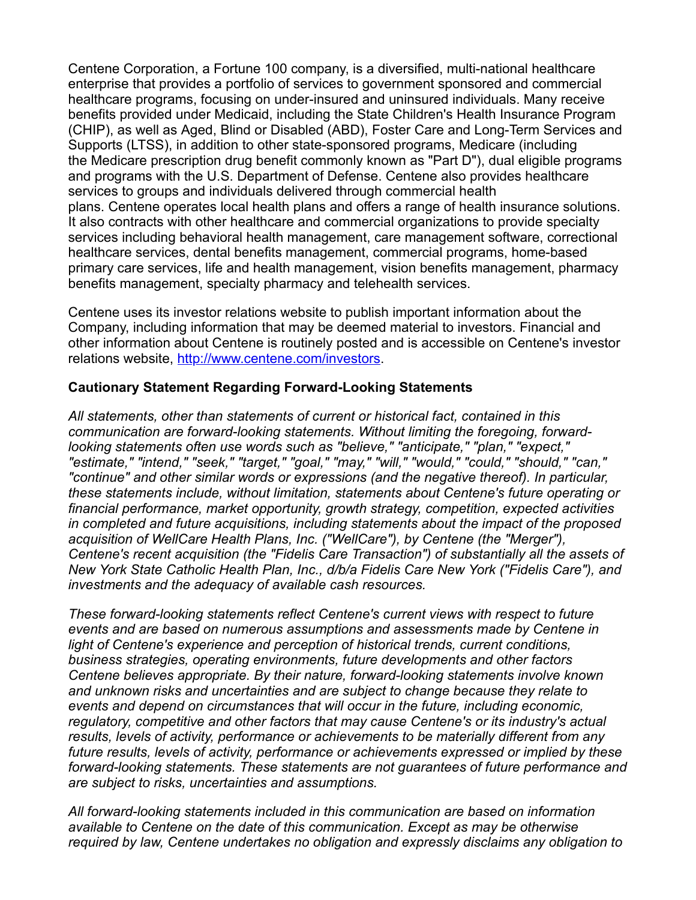Centene Corporation, a Fortune 100 company, is a diversified, multi-national healthcare enterprise that provides a portfolio of services to government sponsored and commercial healthcare programs, focusing on under-insured and uninsured individuals. Many receive benefits provided under Medicaid, including the State Children's Health Insurance Program (CHIP), as well as Aged, Blind or Disabled (ABD), Foster Care and Long-Term Services and Supports (LTSS), in addition to other state-sponsored programs, Medicare (including the Medicare prescription drug benefit commonly known as "Part D"), dual eligible programs and programs with the U.S. Department of Defense. Centene also provides healthcare services to groups and individuals delivered through commercial health plans. Centene operates local health plans and offers a range of health insurance solutions. It also contracts with other healthcare and commercial organizations to provide specialty services including behavioral health management, care management software, correctional healthcare services, dental benefits management, commercial programs, home-based primary care services, life and health management, vision benefits management, pharmacy benefits management, specialty pharmacy and telehealth services.

Centene uses its investor relations website to publish important information about the Company, including information that may be deemed material to investors. Financial and other information about Centene is routinely posted and is accessible on Centene's investor relations website, [http://www.centene.com/investors](http://www.centene.com/investors).

**Cautionary Statement Regarding Forward-Looking Statements**

*All statements, other than statements of current or historical fact, contained in this communication are forward-looking statements. Without limiting the foregoing, forward-looking statements often use words such as "believe," "anticipate," "plan," "expect," "estimate," "intend," "seek," "target," "goal," "may," "will," "would," "could," "should," "can," "continue" and other similar words or expressions (and the negative thereof). In particular, these statements include, without limitation, statements about Centene's future operating or financial performance, market opportunity, growth strategy, competition, expected activities in completed and future acquisitions, including statements about the impact of the proposed acquisition of WellCare Health Plans, Inc. ("WellCare"), by Centene (the "Merger"), Centene's recent acquisition (the "Fidelis Care Transaction") of substantially all the assets of New York State Catholic Health Plan, Inc., d/b/a Fidelis Care New York ("Fidelis Care"), and investments and the adequacy of available cash resources.*

*These forward-looking statements reflect Centene's current views with respect to future events and are based on numerous assumptions and assessments made by Centene in light of Centene's experience and perception of historical trends, current conditions, business strategies, operating environments, future developments and other factors Centene believes appropriate. By their nature, forward-looking statements involve known and unknown risks and uncertainties and are subject to change because they relate to events and depend on circumstances that will occur in the future, including economic, regulatory, competitive and other factors that may cause Centene's or its industry's actual results, levels of activity, performance or achievements to be materially different from any future results, levels of activity, performance or achievements expressed or implied by these forward-looking statements. These statements are not guarantees of future performance and are subject to risks, uncertainties and assumptions.*

*All forward-looking statements included in this communication are based on information available to Centene on the date of this communication. Except as may be otherwise required by law, Centene undertakes no obligation and expressly disclaims any obligation to*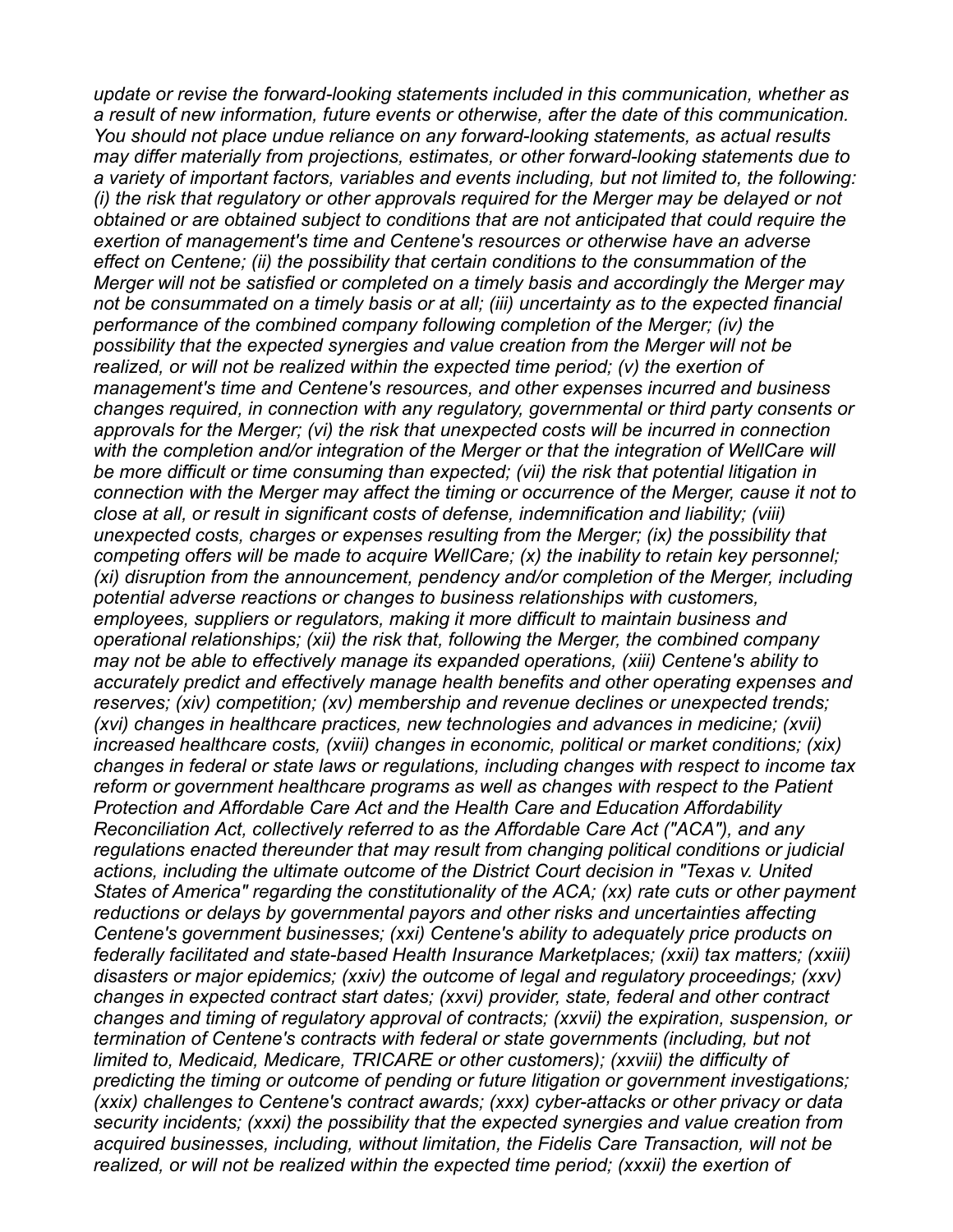*update or revise the forward-looking statements included in this communication, whether as a result of new information, future events or otherwise, after the date of this communication. You should not place undue reliance on any forward-looking statements, as actual results may differ materially from projections, estimates, or other forward-looking statements due to a variety of important factors, variables and events including, but not limited to, the following: (i) the risk that regulatory or other approvals required for the Merger may be delayed or not obtained or are obtained subject to conditions that are not anticipated that could require the exertion of management's time and Centene's resources or otherwise have an adverse effect on Centene; (ii) the possibility that certain conditions to the consummation of the Merger will not be satisfied or completed on a timely basis and accordingly the Merger may not be consummated on a timely basis or at all; (iii) uncertainty as to the expected financial performance of the combined company following completion of the Merger; (iv) the possibility that the expected synergies and value creation from the Merger will not be realized, or will not be realized within the expected time period; (v) the exertion of management's time and Centene's resources, and other expenses incurred and business changes required, in connection with any regulatory, governmental or third party consents or approvals for the Merger; (vi) the risk that unexpected costs will be incurred in connection with the completion and/or integration of the Merger or that the integration of WellCare will be more difficult or time consuming than expected; (vii) the risk that potential litigation in connection with the Merger may affect the timing or occurrence of the Merger, cause it not to close at all, or result in significant costs of defense, indemnification and liability; (viii) unexpected costs, charges or expenses resulting from the Merger; (ix) the possibility that competing offers will be made to acquire WellCare; (x) the inability to retain key personnel; (xi) disruption from the announcement, pendency and/or completion of the Merger, including potential adverse reactions or changes to business relationships with customers, employees, suppliers or regulators, making it more difficult to maintain business and operational relationships; (xii) the risk that, following the Merger, the combined company may not be able to effectively manage its expanded operations, (xiii) Centene's ability to accurately predict and effectively manage health benefits and other operating expenses and reserves; (xiv) competition; (xv) membership and revenue declines or unexpected trends; (xvi) changes in healthcare practices, new technologies and advances in medicine; (xvii) increased healthcare costs, (xviii) changes in economic, political or market conditions; (xix) changes in federal or state laws or regulations, including changes with respect to income tax reform or government healthcare programs as well as changes with respect to the Patient Protection and Affordable Care Act and the Health Care and Education Affordability Reconciliation Act, collectively referred to as the Affordable Care Act ("ACA"), and any regulations enacted thereunder that may result from changing political conditions or judicial actions, including the ultimate outcome of the District Court decision in "Texas v. United States of America" regarding the constitutionality of the ACA; (xx) rate cuts or other payment reductions or delays by governmental payors and other risks and uncertainties affecting Centene's government businesses; (xxi) Centene's ability to adequately price products on federally facilitated and state-based Health Insurance Marketplaces; (xxii) tax matters; (xxiii) disasters or major epidemics; (xxiv) the outcome of legal and regulatory proceedings; (xxv) changes in expected contract start dates; (xxvi) provider, state, federal and other contract changes and timing of regulatory approval of contracts; (xxvii) the expiration, suspension, or termination of Centene's contracts with federal or state governments (including, but not limited to, Medicaid, Medicare, TRICARE or other customers); (xxviii) the difficulty of predicting the timing or outcome of pending or future litigation or government investigations; (xxix) challenges to Centene's contract awards; (xxx) cyber-attacks or other privacy or data security incidents; (xxxi) the possibility that the expected synergies and value creation from acquired businesses, including, without limitation, the Fidelis Care Transaction, will not be realized, or will not be realized within the expected time period; (xxxii) the exertion of*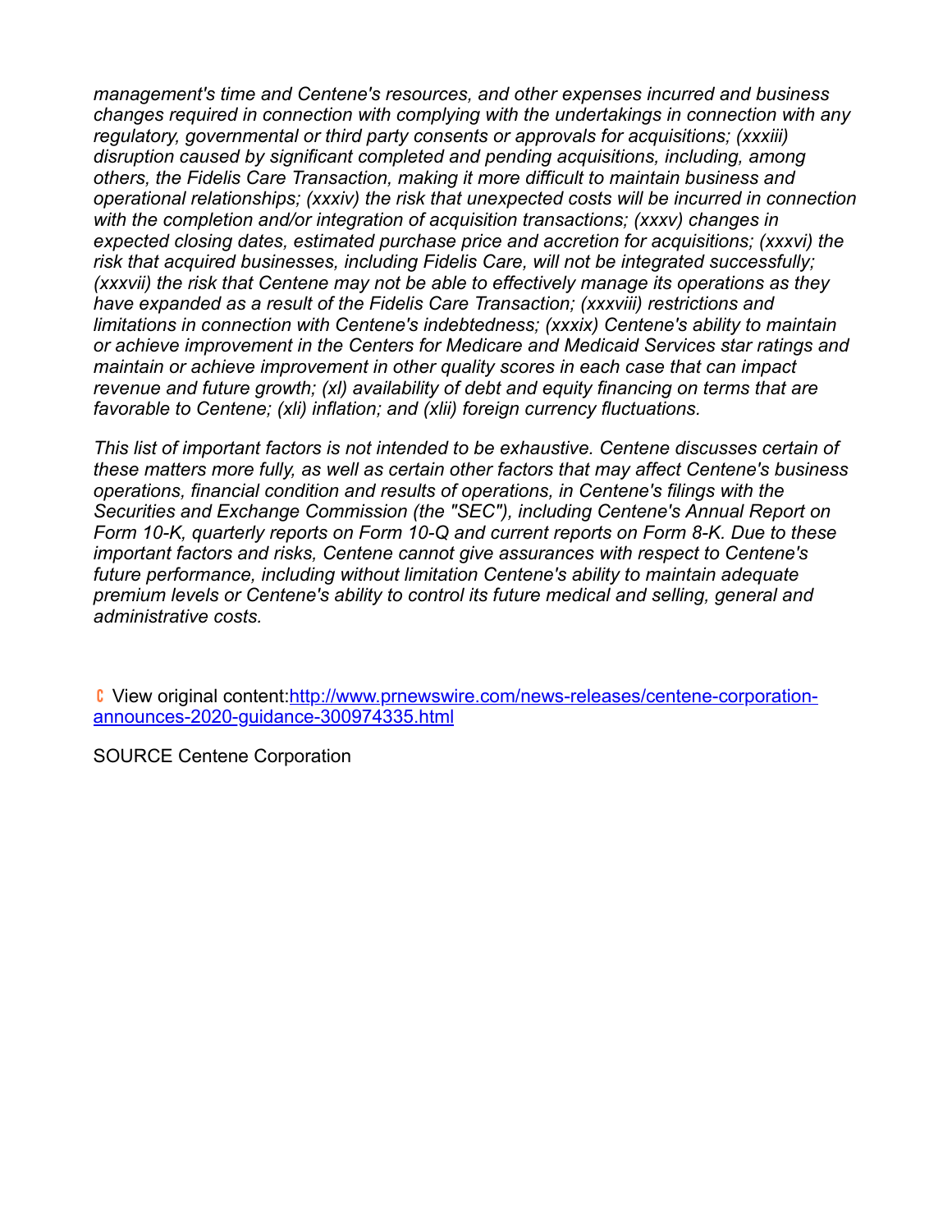*management's time and Centene's resources, and other expenses incurred and business changes required in connection with complying with the undertakings in connection with any regulatory, governmental or third party consents or approvals for acquisitions; (xxxiii) disruption caused by significant completed and pending acquisitions, including, among others, the Fidelis Care Transaction, making it more difficult to maintain business and operational relationships; (xxxiv) the risk that unexpected costs will be incurred in connection with the completion and/or integration of acquisition transactions; (xxxv) changes in expected closing dates, estimated purchase price and accretion for acquisitions; (xxxvi) the risk that acquired businesses, including Fidelis Care, will not be integrated successfully; (xxxvii) the risk that Centene may not be able to effectively manage its operations as they have expanded as a result of the Fidelis Care Transaction; (xxxviii) restrictions and limitations in connection with Centene's indebtedness; (xxxix) Centene's ability to maintain or achieve improvement in the Centers for Medicare and Medicaid Services star ratings and maintain or achieve improvement in other quality scores in each case that can impact revenue and future growth; (xl) availability of debt and equity financing on terms that are favorable to Centene; (xli) inflation; and (xlii) foreign currency fluctuations.*

*This list of important factors is not intended to be exhaustive. Centene discusses certain of these matters more fully, as well as certain other factors that may affect Centene's business operations, financial condition and results of operations, in Centene's filings with the Securities and Exchange Commission (the "SEC"), including Centene's Annual Report on Form 10-K, quarterly reports on Form 10-Q and current reports on Form 8-K. Due to these important factors and risks, Centene cannot give assurances with respect to Centene's future performance, including without limitation Centene's ability to maintain adequate premium levels or Centene's ability to control its future medical and selling, general and administrative costs.*

View original content:[http://www.prnewswire.com/news-releases/centene-corporation-announces-2020-guidance-300974335.html](http://www.prnewswire.com/news-releases/centene-corporation-announces-2020-guidance-300974335.html)

SOURCE Centene Corporation